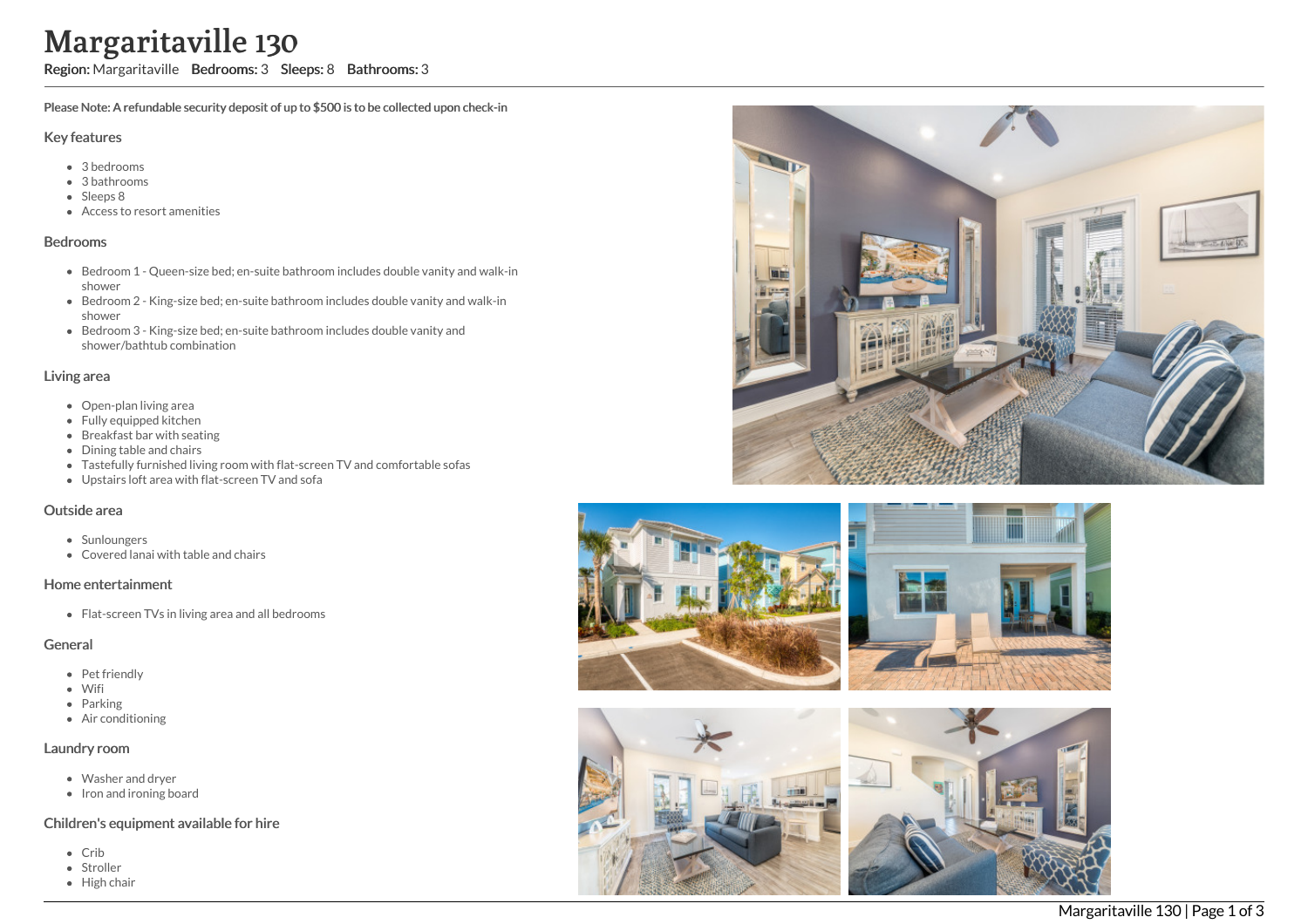# Margaritaville 130

**Region:** Margaritaville **Bedrooms:** 3 **Sleeps:** 8 **Bathrooms:** 3

**Please Note: A refundable security deposit of up to $500 is to be collected upon check-in**

## Key features

- 3 bedrooms
- 3 bathrooms
- Sleeps 8
- Access to resort amenities

## Bedrooms

- Bedroom 1 - Queen-size bed; en-suite bathroom includes double vanity and walk-in shower
- Bedroom 2 - King-size bed; en-suite bathroom includes double vanity and walk-in shower
- Bedroom 3 - King-size bed; en-suite bathroom includes double vanity and shower/bathtub combination

## Living area

- Open-plan living area
- Fully equipped kitchen
- Breakfast bar with seating
- Dining table and chairs
- Tastefully furnished living room with flat-screen TV and comfortable sofas
- Upstairs loft area with flat-screen TV and sofa

## Outside area

- Sunloungers
- Covered lanai with table and chairs

## Home entertainment

- Flat-screen TVs in living area and all bedrooms

## General

- Pet friendly
- Wifi
- Parking
- Air conditioning

## Laundry room

- Washer and dryer
- Iron and ironing board

## Children's equipment available for hire

- Crib
- Stroller
- High chair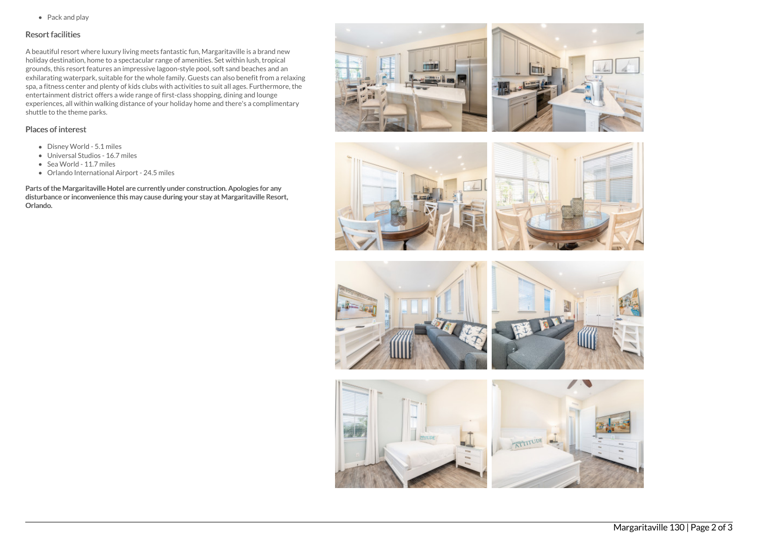- Pack and play

## Resort facilities

A beautiful resort where luxury living meets fantastic fun, Margaritaville is a brand new holiday destination, home to a spectacular range of amenities. Set within lush, tropical grounds, this resort features an impressive lagoon-style pool, soft sand beaches and an exhilarating waterpark, suitable for the whole family. Guests can also benefit from a relaxing spa, a fitness center and plenty of kids clubs with activities to suit all ages. Furthermore, the entertainment district offers a wide range of first-class shopping, dining and lounge experiences, all within walking distance of your holiday home and there's a complimentary shuttle to the theme parks.

## Places of interest

- Disney World - 5.1 miles
- Universal Studios - 16.7 miles
- Sea World - 11.7 miles
- Orlando International Airport - 24.5 miles

**Parts of the Margaritaville Hotel are currently under construction. Apologies for any disturbance or inconvenience this may cause during your stay at Margaritaville Resort, Orlando.**